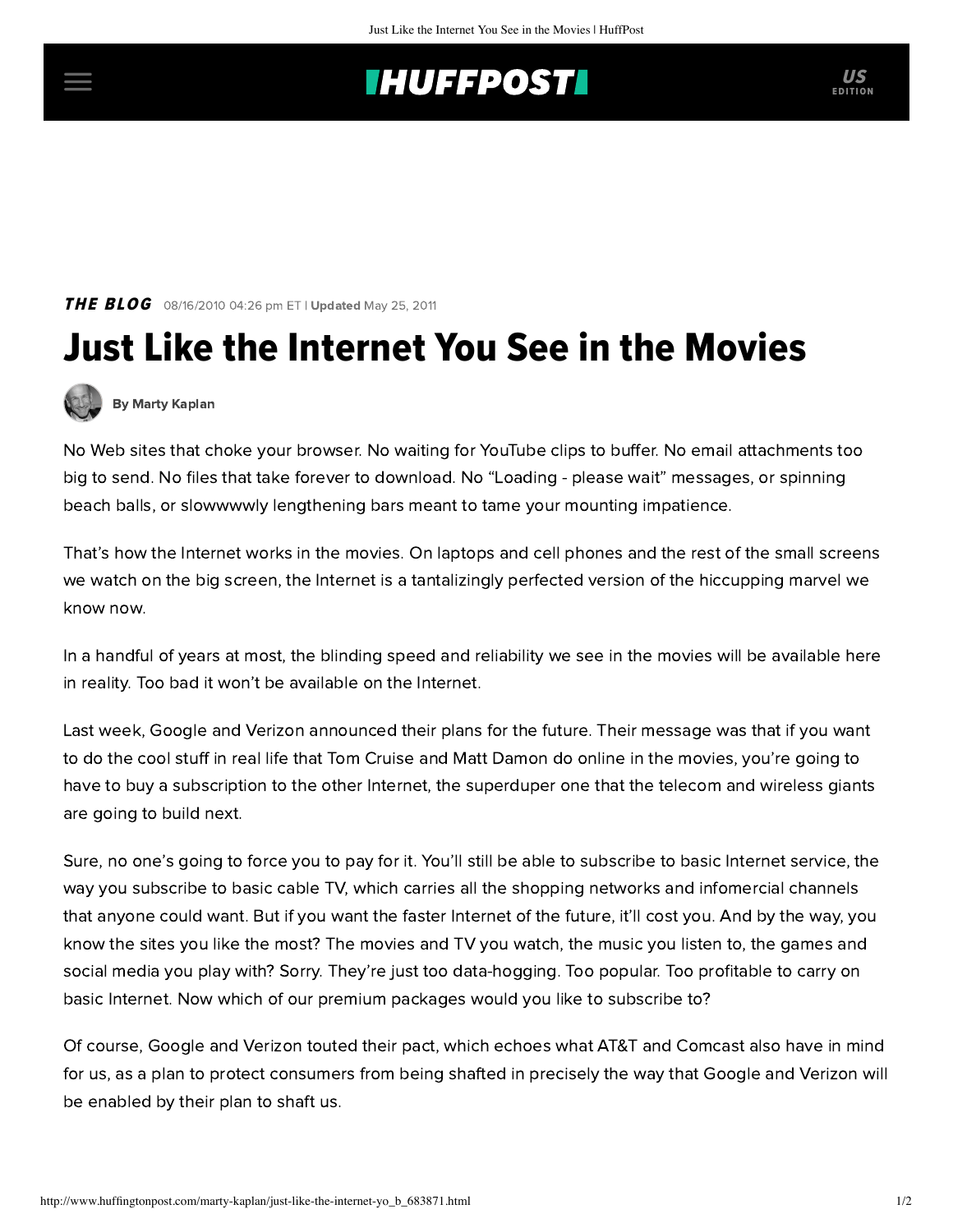THE BLOG 08/16/2010 04:26 pm ET | **Updated** May 25, 2011

# Just Like the Internet You See in the Movies

By Marty Kaplan

No Web sites that choke your browser. No waiting for YouTube clips to buffer. No email attachments too big to send. No files that take forever to download. No “Loading - please wait” messages, or spinning beach balls, or slowwwwly lengthening bars meant to tame your mounting impatience.

That’s how the Internet works in the movies. On laptops and cell phones and the rest of the small screens we watch on the big screen, the Internet is a tantalizingly perfected version of the hiccupping marvel we know now.

In a handful of years at most, the blinding speed and reliability we see in the movies will be available here in reality. Too bad it won’t be available on the Internet.

Last week, Google and Verizon announced their plans for the future. Their message was that if you want to do the cool stuff in real life that Tom Cruise and Matt Damon do online in the movies, you’re going to have to buy a subscription to the other Internet, the superduper one that the telecom and wireless giants are going to build next.

Sure, no one’s going to force you to pay for it. You’ll still be able to subscribe to basic Internet service, the way you subscribe to basic cable TV, which carries all the shopping networks and infomercial channels that anyone could want. But if you want the faster Internet of the future, it’ll cost you. And by the way, you know the sites you like the most? The movies and TV you watch, the music you listen to, the games and social media you play with? Sorry. They’re just too data-hogging. Too popular. Too profitable to carry on basic Internet. Now which of our premium packages would you like to subscribe to?

Of course, Google and Verizon touted their pact, which echoes what AT&T and Comcast also have in mind for us, as a plan to protect consumers from being shafted in precisely the way that Google and Verizon will be enabled by their plan to shaft us.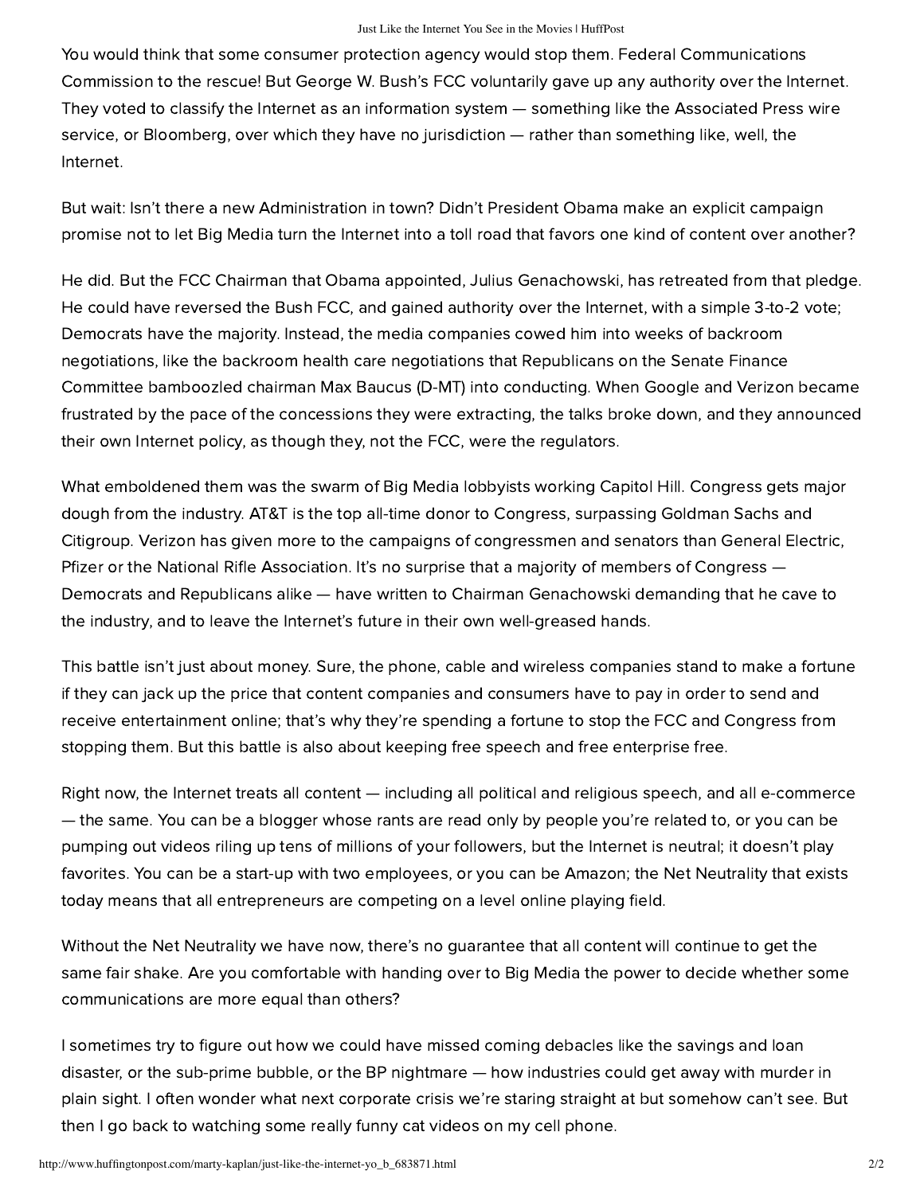You would think that some consumer protection agency would stop them. Federal Communications Commission to the rescue! But George W. Bush's FCC voluntarily gave up any authority over the Internet. They voted to classify the Internet as an information system — something like the Associated Press wire service, or Bloomberg, over which they have no jurisdiction — rather than something like, well, the Internet.

But wait: Isn't there a new Administration in town? Didn't President Obama make an explicit campaign promise not to let Big Media turn the Internet into a toll road that favors one kind of content over another?

He did. But the FCC Chairman that Obama appointed, Julius Genachowski, has retreated from that pledge. He could have reversed the Bush FCC, and gained authority over the Internet, with a simple 3-to-2 vote; Democrats have the majority. Instead, the media companies cowed him into weeks of backroom negotiations, like the backroom health care negotiations that Republicans on the Senate Finance Committee bamboozled chairman Max Baucus (D-MT) into conducting. When Google and Verizon became frustrated by the pace of the concessions they were extracting, the talks broke down, and they announced their own Internet policy, as though they, not the FCC, were the regulators.

What emboldened them was the swarm of Big Media lobbyists working Capitol Hill. Congress gets major dough from the industry. AT&T is the top all-time donor to Congress, surpassing Goldman Sachs and Citigroup. Verizon has given more to the campaigns of congressmen and senators than General Electric, Pfizer or the National Rifle Association. It's no surprise that a majority of members of Congress — Democrats and Republicans alike — have written to Chairman Genachowski demanding that he cave to the industry, and to leave the Internet's future in their own well-greased hands.

This battle isn't just about money. Sure, the phone, cable and wireless companies stand to make a fortune if they can jack up the price that content companies and consumers have to pay in order to send and receive entertainment online; that's why they're spending a fortune to stop the FCC and Congress from stopping them. But this battle is also about keeping free speech and free enterprise free.

Right now, the Internet treats all content — including all political and religious speech, and all e-commerce — the same. You can be a blogger whose rants are read only by people you're related to, or you can be pumping out videos riling up tens of millions of your followers, but the Internet is neutral; it doesn't play favorites. You can be a start-up with two employees, or you can be Amazon; the Net Neutrality that exists today means that all entrepreneurs are competing on a level online playing field.

Without the Net Neutrality we have now, there's no guarantee that all content will continue to get the same fair shake. Are you comfortable with handing over to Big Media the power to decide whether some communications are more equal than others?

I sometimes try to figure out how we could have missed coming debacles like the savings and loan disaster, or the sub-prime bubble, or the BP nightmare — how industries could get away with murder in plain sight. I often wonder what next corporate crisis we're staring straight at but somehow can't see. But then I go back to watching some really funny cat videos on my cell phone.